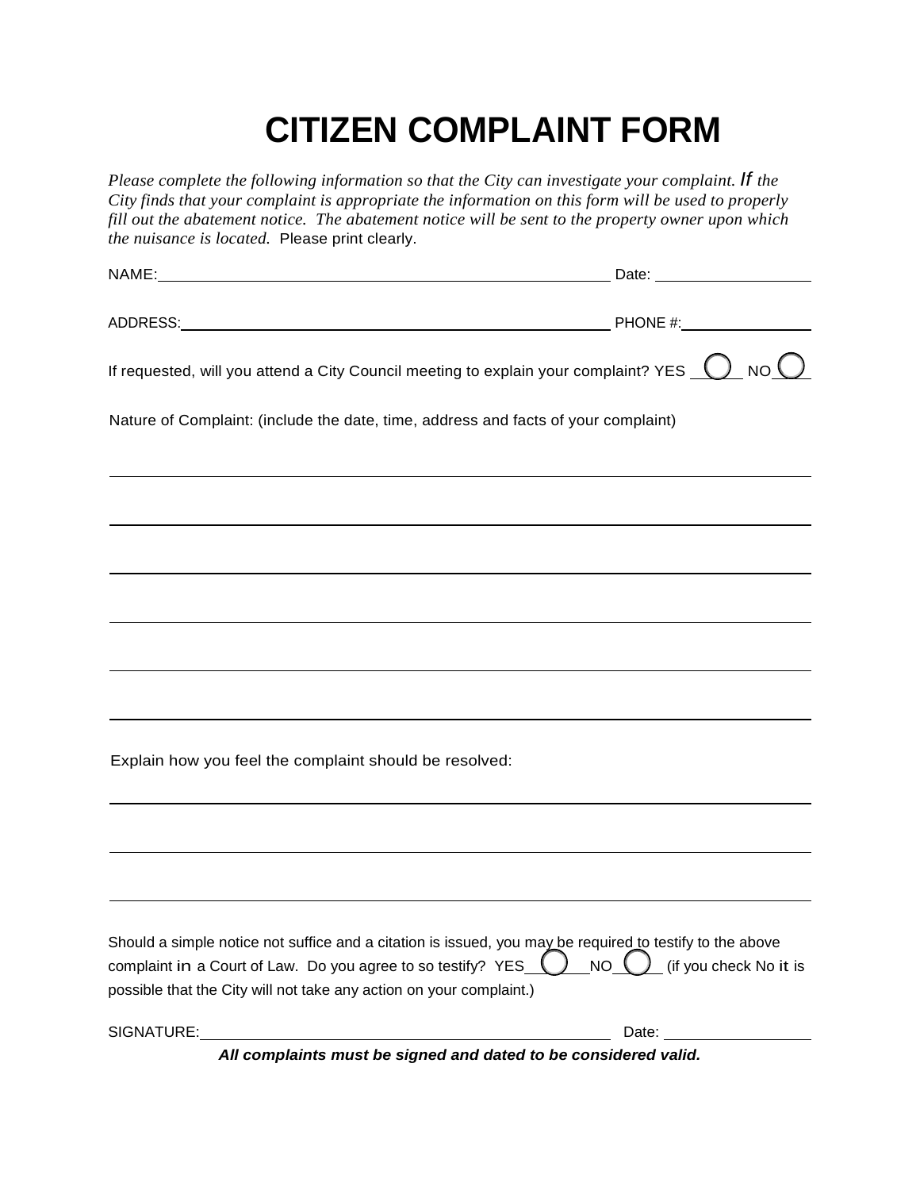# CITIZEN COMPLAINT FORM

*Please complete the following information so that the City can investigate your complaint. If the City finds that your complaint is appropriate the information on this form will be used to properly fill out the abatement notice. The abatement notice will be sent to the property owner upon which the nuisance is located.* Please print clearly.

NAME:\_\_\_\_\_\_\_\_\_\_\_\_\_\_\_\_\_\_\_\_\_\_\_\_\_\_\_\_\_\_\_\_\_\_\_\_\_\_\_\_\_\_\_\_\_\_\_\_ Date: \_\_\_\_\_\_\_\_\_\_\_\_\_\_\_\_

ADDRESS:\_\_\_\_\_\_\_\_\_\_\_\_\_\_\_\_\_\_\_\_\_\_\_\_\_\_\_\_\_\_\_\_\_\_\_\_\_\_\_\_\_\_\_\_ PHONE #:\_\_\_\_\_\_\_\_\_\_\_\_\_\_

If requested, will you attend a City Council meeting to explain your complaint? YES ◯ NO ◯

Nature of Complaint: (include the date, time, address and facts of your complaint)

\_\_\_\_\_\_\_\_\_\_\_\_\_\_\_\_\_\_\_\_\_\_\_\_\_\_\_\_\_\_\_\_\_\_\_\_\_\_\_\_\_\_\_\_\_\_\_\_\_\_\_\_\_\_\_\_\_\_\_\_\_\_\_\_\_\_\_\_\_\_\_\_

\_\_\_\_\_\_\_\_\_\_\_\_\_\_\_\_\_\_\_\_\_\_\_\_\_\_\_\_\_\_\_\_\_\_\_\_\_\_\_\_\_\_\_\_\_\_\_\_\_\_\_\_\_\_\_\_\_\_\_\_\_\_\_\_\_\_\_\_\_\_\_\_

\_\_\_\_\_\_\_\_\_\_\_\_\_\_\_\_\_\_\_\_\_\_\_\_\_\_\_\_\_\_\_\_\_\_\_\_\_\_\_\_\_\_\_\_\_\_\_\_\_\_\_\_\_\_\_\_\_\_\_\_\_\_\_\_\_\_\_\_\_\_\_\_

\_\_\_\_\_\_\_\_\_\_\_\_\_\_\_\_\_\_\_\_\_\_\_\_\_\_\_\_\_\_\_\_\_\_\_\_\_\_\_\_\_\_\_\_\_\_\_\_\_\_\_\_\_\_\_\_\_\_\_\_\_\_\_\_\_\_\_\_\_\_\_\_

\_\_\_\_\_\_\_\_\_\_\_\_\_\_\_\_\_\_\_\_\_\_\_\_\_\_\_\_\_\_\_\_\_\_\_\_\_\_\_\_\_\_\_\_\_\_\_\_\_\_\_\_\_\_\_\_\_\_\_\_\_\_\_\_\_\_\_\_\_\_\_\_

\_\_\_\_\_\_\_\_\_\_\_\_\_\_\_\_\_\_\_\_\_\_\_\_\_\_\_\_\_\_\_\_\_\_\_\_\_\_\_\_\_\_\_\_\_\_\_\_\_\_\_\_\_\_\_\_\_\_\_\_\_\_\_\_\_\_\_\_\_\_\_\_

Explain how you feel the complaint should be resolved:

\_\_\_\_\_\_\_\_\_\_\_\_\_\_\_\_\_\_\_\_\_\_\_\_\_\_\_\_\_\_\_\_\_\_\_\_\_\_\_\_\_\_\_\_\_\_\_\_\_\_\_\_\_\_\_\_\_\_\_\_\_\_\_\_\_\_\_\_\_\_\_\_

\_\_\_\_\_\_\_\_\_\_\_\_\_\_\_\_\_\_\_\_\_\_\_\_\_\_\_\_\_\_\_\_\_\_\_\_\_\_\_\_\_\_\_\_\_\_\_\_\_\_\_\_\_\_\_\_\_\_\_\_\_\_\_\_\_\_\_\_\_\_\_\_

\_\_\_\_\_\_\_\_\_\_\_\_\_\_\_\_\_\_\_\_\_\_\_\_\_\_\_\_\_\_\_\_\_\_\_\_\_\_\_\_\_\_\_\_\_\_\_\_\_\_\_\_\_\_\_\_\_\_\_\_\_\_\_\_\_\_\_\_\_\_\_\_

Should a simple notice not suffice and a citation is issued, you may be required to testify to the above complaint in a Court of Law. Do you agree to so testify? YES ◯ NO ◯ (if you check No it is possible that the City will not take any action on your complaint.)

SIGNATURE:\_\_\_\_\_\_\_\_\_\_\_\_\_\_\_\_\_\_\_\_\_\_\_\_\_\_\_\_\_\_\_\_\_\_\_\_\_\_\_\_\_\_\_\_ Date: \_\_\_\_\_\_\_\_\_\_\_\_\_\_\_\_

***All complaints must be signed and dated to be considered valid.***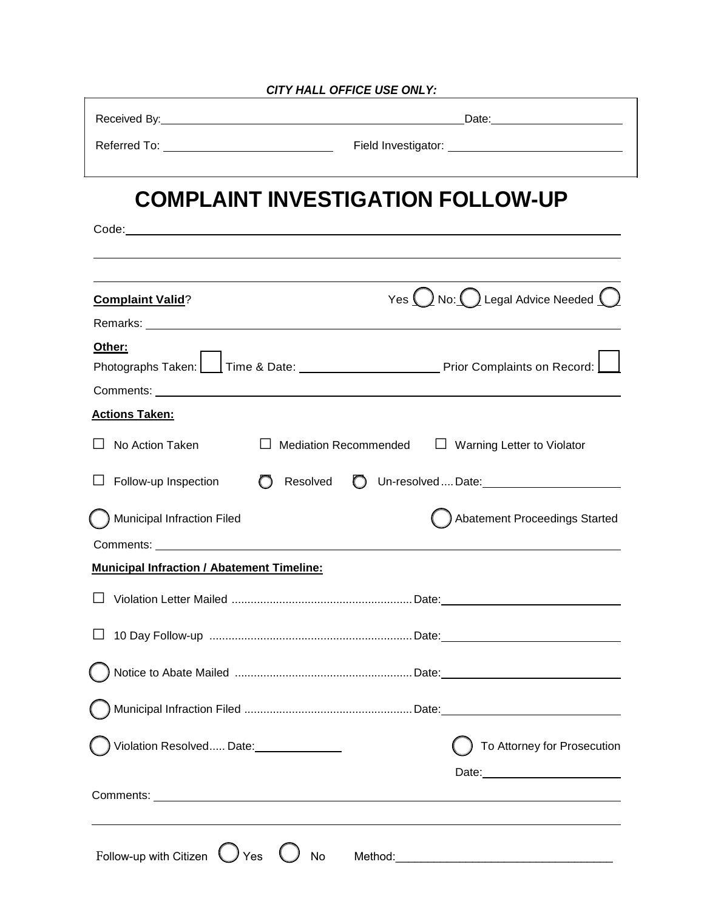***CITY HALL OFFICE USE ONLY:***

Received By: \_\_\_\_\_\_\_\_\_\_\_\_\_\_\_\_\_\_\_\_\_\_\_\_\_\_\_\_\_\_ Date: \_\_\_\_\_\_\_\_\_\_\_\_\_\_\_\_

Referred To: \_\_\_\_\_\_\_\_\_\_\_\_\_\_\_\_\_\_\_\_ Field Investigator: \_\_\_\_\_\_\_\_\_\_\_\_\_\_\_\_\_\_\_\_

# COMPLAINT INVESTIGATION FOLLOW-UP

Code: \_\_\_\_\_\_\_\_\_\_\_\_\_\_\_\_\_\_\_\_\_\_\_\_\_\_\_\_\_\_\_\_\_\_\_\_\_\_\_\_\_\_\_\_\_\_\_\_

**Complaint Valid**? Yes ◯ No: ◯ Legal Advice Needed ◯

Remarks: \_\_\_\_\_\_\_\_\_\_\_\_\_\_\_\_\_\_\_\_\_\_\_\_\_\_\_\_\_\_\_\_\_\_\_\_\_\_\_\_\_\_\_\_\_\_\_\_

**Other:**

Photographs Taken: ☐ Time & Date: \_\_\_\_\_\_\_\_\_\_\_\_\_\_\_\_\_\_\_\_ Prior Complaints on Record: ☐

Comments: \_\_\_\_\_\_\_\_\_\_\_\_\_\_\_\_\_\_\_\_\_\_\_\_\_\_\_\_\_\_\_\_\_\_\_\_\_\_\_\_\_\_\_\_\_\_\_\_

**Actions Taken:**

☐ No Action Taken ☐ Mediation Recommended ☐ Warning Letter to Violator

☐ Follow-up Inspection ◯ Resolved ◯ Un-resolved.... Date: \_\_\_\_\_\_\_\_\_\_\_\_\_\_\_\_

◯ Municipal Infraction Filed ◯ Abatement Proceedings Started

Comments: \_\_\_\_\_\_\_\_\_\_\_\_\_\_\_\_\_\_\_\_\_\_\_\_\_\_\_\_\_\_\_\_\_\_\_\_\_\_\_\_\_\_\_\_\_\_\_\_

**Municipal Infraction / Abatement Timeline:**

☐ Violation Letter Mailed ........................................................ Date: \_\_\_\_\_\_\_\_\_\_\_\_\_\_\_\_

☐ 10 Day Follow-up ............................................................... Date: \_\_\_\_\_\_\_\_\_\_\_\_\_\_\_\_

◯ Notice to Abate Mailed ....................................................... Date: \_\_\_\_\_\_\_\_\_\_\_\_\_\_\_\_

◯ Municipal Infraction Filed .................................................... Date: \_\_\_\_\_\_\_\_\_\_\_\_\_\_\_\_

◯ Violation Resolved..... Date: \_\_\_\_\_\_\_\_\_\_\_\_ ◯ To Attorney for Prosecution

Date: \_\_\_\_\_\_\_\_\_\_\_\_\_\_\_\_

Comments: \_\_\_\_\_\_\_\_\_\_\_\_\_\_\_\_\_\_\_\_\_\_\_\_\_\_\_\_\_\_\_\_\_\_\_\_\_\_\_\_\_\_\_\_\_\_\_\_

Follow-up with Citizen ◯ Yes ◯ No Method: \_\_\_\_\_\_\_\_\_\_\_\_\_\_\_\_\_\_\_\_\_\_\_\_\_\_\_\_\_\_